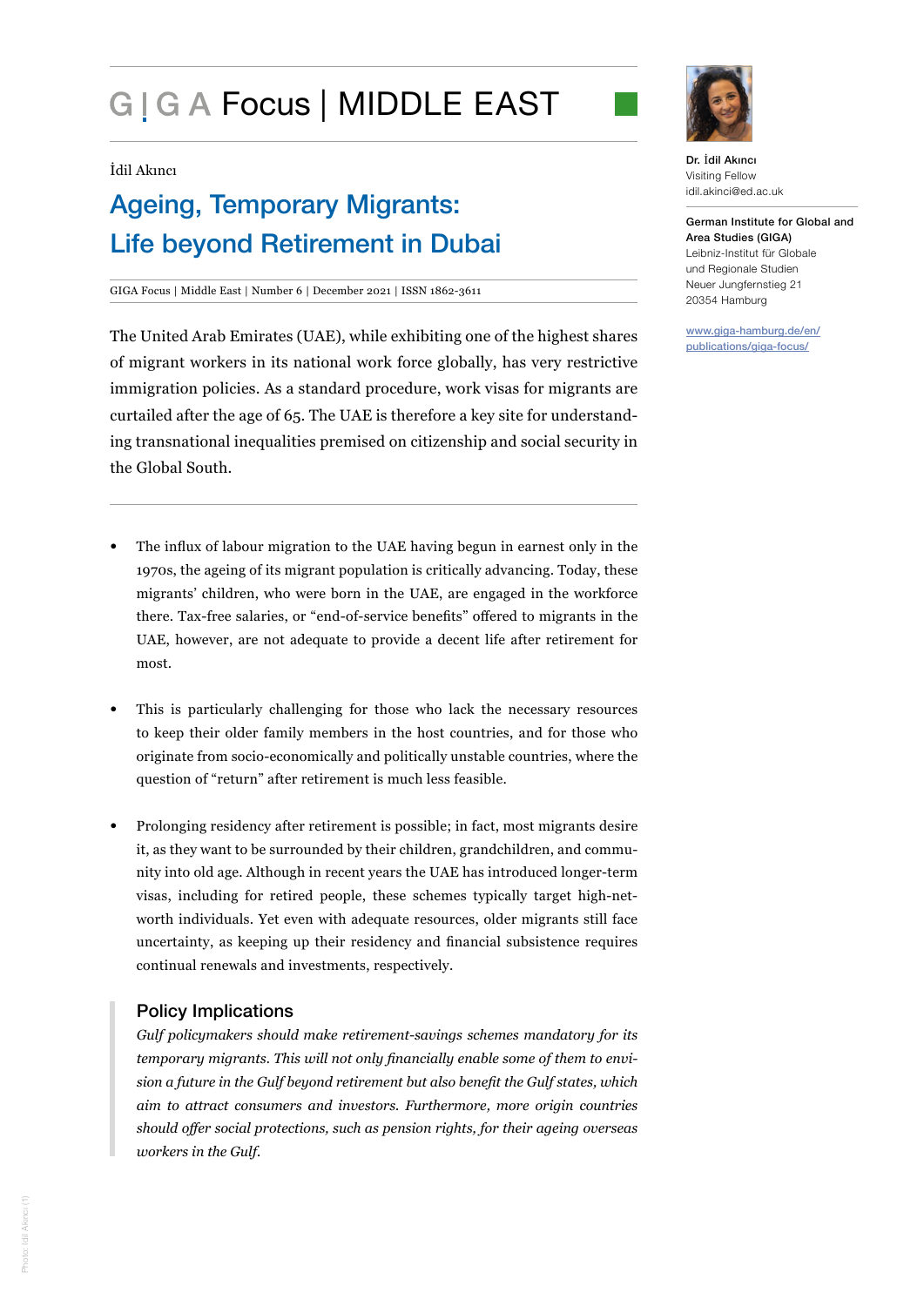# GIGA Focus | MIDDLE EAST

İdil Akıncı

## Ageing, Temporary Migrants: Life beyond Retirement in Dubai

GIGA Focus | Middle East | Number 6 | December 2021 | ISSN 1862-3611

Dr. İdil Akıncı
Visiting Fellow
idil.akinci@ed.ac.uk

German Institute for Global and Area Studies (GIGA)
Leibniz-Institut für Globale und Regionale Studien
Neuer Jungfernstieg 21
20354 Hamburg

www.giga-hamburg.de/en/publications/giga-focus/

The United Arab Emirates (UAE), while exhibiting one of the highest shares of migrant workers in its national work force globally, has very restrictive immigration policies. As a standard procedure, work visas for migrants are curtailed after the age of 65. The UAE is therefore a key site for understanding transnational inequalities premised on citizenship and social security in the Global South.

- The influx of labour migration to the UAE having begun in earnest only in the 1970s, the ageing of its migrant population is critically advancing. Today, these migrants' children, who were born in the UAE, are engaged in the workforce there. Tax-free salaries, or "end-of-service benefits" offered to migrants in the UAE, however, are not adequate to provide a decent life after retirement for most.

- This is particularly challenging for those who lack the necessary resources to keep their older family members in the host countries, and for those who originate from socio-economically and politically unstable countries, where the question of "return" after retirement is much less feasible.

- Prolonging residency after retirement is possible; in fact, most migrants desire it, as they want to be surrounded by their children, grandchildren, and community into old age. Although in recent years the UAE has introduced longer-term visas, including for retired people, these schemes typically target high-net-worth individuals. Yet even with adequate resources, older migrants still face uncertainty, as keeping up their residency and financial subsistence requires continual renewals and investments, respectively.

### Policy Implications

*Gulf policymakers should make retirement-savings schemes mandatory for its temporary migrants. This will not only financially enable some of them to envision a future in the Gulf beyond retirement but also benefit the Gulf states, which aim to attract consumers and investors. Furthermore, more origin countries should offer social protections, such as pension rights, for their ageing overseas workers in the Gulf.*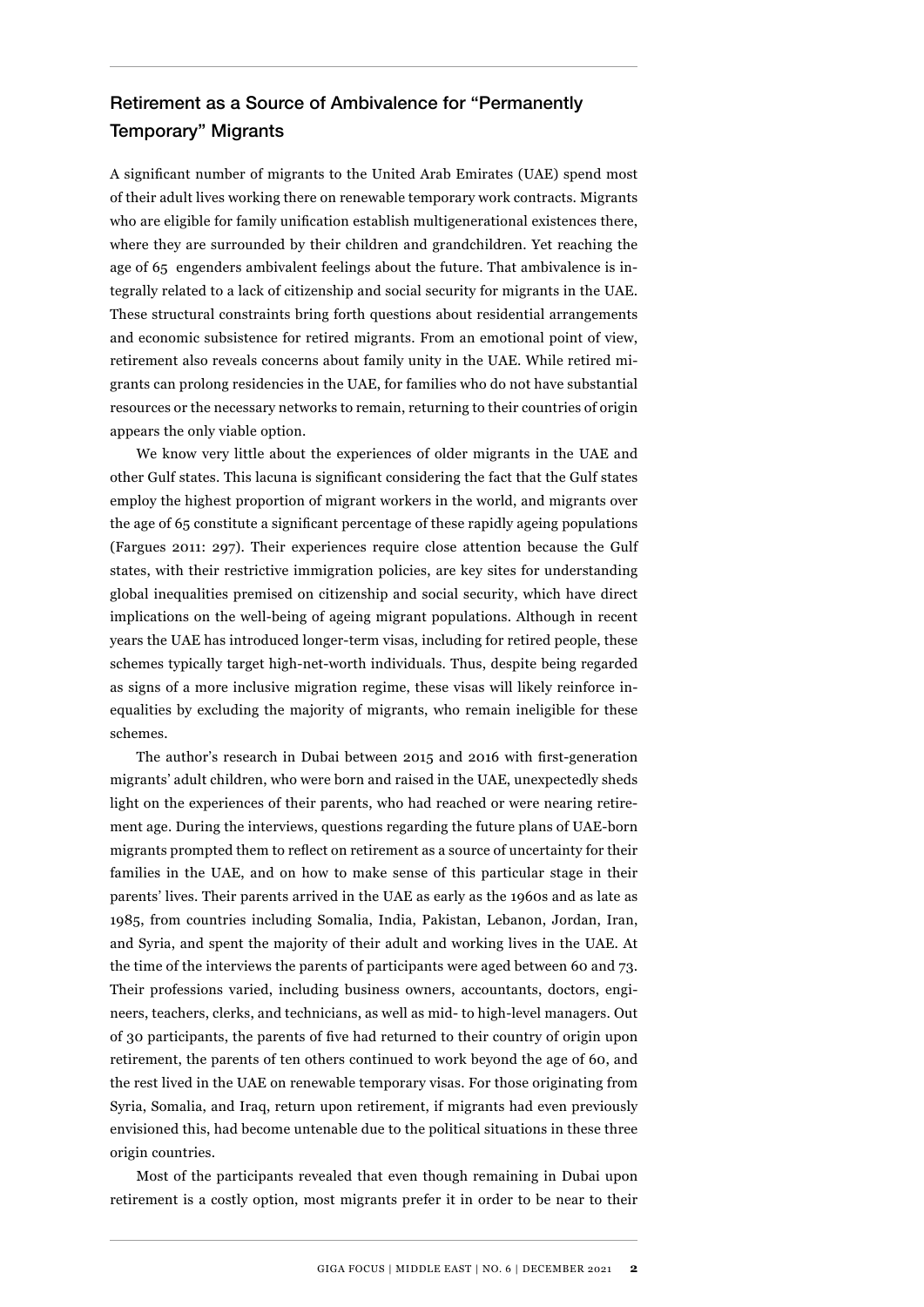## Retirement as a Source of Ambivalence for "Permanently Temporary" Migrants

A significant number of migrants to the United Arab Emirates (UAE) spend most of their adult lives working there on renewable temporary work contracts. Migrants who are eligible for family unification establish multigenerational existences there, where they are surrounded by their children and grandchildren. Yet reaching the age of 65 engenders ambivalent feelings about the future. That ambivalence is integrally related to a lack of citizenship and social security for migrants in the UAE. These structural constraints bring forth questions about residential arrangements and economic subsistence for retired migrants. From an emotional point of view, retirement also reveals concerns about family unity in the UAE. While retired migrants can prolong residencies in the UAE, for families who do not have substantial resources or the necessary networks to remain, returning to their countries of origin appears the only viable option.

We know very little about the experiences of older migrants in the UAE and other Gulf states. This lacuna is significant considering the fact that the Gulf states employ the highest proportion of migrant workers in the world, and migrants over the age of 65 constitute a significant percentage of these rapidly ageing populations (Fargues 2011: 297). Their experiences require close attention because the Gulf states, with their restrictive immigration policies, are key sites for understanding global inequalities premised on citizenship and social security, which have direct implications on the well-being of ageing migrant populations. Although in recent years the UAE has introduced longer-term visas, including for retired people, these schemes typically target high-net-worth individuals. Thus, despite being regarded as signs of a more inclusive migration regime, these visas will likely reinforce inequalities by excluding the majority of migrants, who remain ineligible for these schemes.

The author's research in Dubai between 2015 and 2016 with first-generation migrants' adult children, who were born and raised in the UAE, unexpectedly sheds light on the experiences of their parents, who had reached or were nearing retirement age. During the interviews, questions regarding the future plans of UAE-born migrants prompted them to reflect on retirement as a source of uncertainty for their families in the UAE, and on how to make sense of this particular stage in their parents' lives. Their parents arrived in the UAE as early as the 1960s and as late as 1985, from countries including Somalia, India, Pakistan, Lebanon, Jordan, Iran, and Syria, and spent the majority of their adult and working lives in the UAE. At the time of the interviews the parents of participants were aged between 60 and 73. Their professions varied, including business owners, accountants, doctors, engineers, teachers, clerks, and technicians, as well as mid- to high-level managers. Out of 30 participants, the parents of five had returned to their country of origin upon retirement, the parents of ten others continued to work beyond the age of 60, and the rest lived in the UAE on renewable temporary visas. For those originating from Syria, Somalia, and Iraq, return upon retirement, if migrants had even previously envisioned this, had become untenable due to the political situations in these three origin countries.

Most of the participants revealed that even though remaining in Dubai upon retirement is a costly option, most migrants prefer it in order to be near to their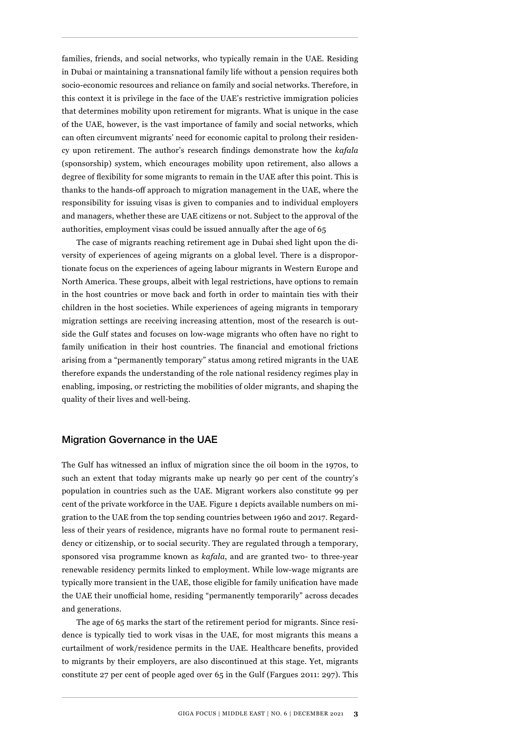families, friends, and social networks, who typically remain in the UAE. Residing in Dubai or maintaining a transnational family life without a pension requires both socio-economic resources and reliance on family and social networks. Therefore, in this context it is privilege in the face of the UAE's restrictive immigration policies that determines mobility upon retirement for migrants. What is unique in the case of the UAE, however, is the vast importance of family and social networks, which can often circumvent migrants' need for economic capital to prolong their residency upon retirement. The author's research findings demonstrate how the *kafala* (sponsorship) system, which encourages mobility upon retirement, also allows a degree of flexibility for some migrants to remain in the UAE after this point. This is thanks to the hands-off approach to migration management in the UAE, where the responsibility for issuing visas is given to companies and to individual employers and managers, whether these are UAE citizens or not. Subject to the approval of the authorities, employment visas could be issued annually after the age of 65

The case of migrants reaching retirement age in Dubai shed light upon the diversity of experiences of ageing migrants on a global level. There is a disproportionate focus on the experiences of ageing labour migrants in Western Europe and North America. These groups, albeit with legal restrictions, have options to remain in the host countries or move back and forth in order to maintain ties with their children in the host societies. While experiences of ageing migrants in temporary migration settings are receiving increasing attention, most of the research is outside the Gulf states and focuses on low-wage migrants who often have no right to family unification in their host countries. The financial and emotional frictions arising from a "permanently temporary" status among retired migrants in the UAE therefore expands the understanding of the role national residency regimes play in enabling, imposing, or restricting the mobilities of older migrants, and shaping the quality of their lives and well-being.

## Migration Governance in the UAE

The Gulf has witnessed an influx of migration since the oil boom in the 1970s, to such an extent that today migrants make up nearly 90 per cent of the country's population in countries such as the UAE. Migrant workers also constitute 99 per cent of the private workforce in the UAE. Figure 1 depicts available numbers on migration to the UAE from the top sending countries between 1960 and 2017. Regardless of their years of residence, migrants have no formal route to permanent residency or citizenship, or to social security. They are regulated through a temporary, sponsored visa programme known as *kafala*, and are granted two- to three-year renewable residency permits linked to employment. While low-wage migrants are typically more transient in the UAE, those eligible for family unification have made the UAE their unofficial home, residing "permanently temporarily" across decades and generations.

The age of 65 marks the start of the retirement period for migrants. Since residence is typically tied to work visas in the UAE, for most migrants this means a curtailment of work/residence permits in the UAE. Healthcare benefits, provided to migrants by their employers, are also discontinued at this stage. Yet, migrants constitute 27 per cent of people aged over 65 in the Gulf (Fargues 2011: 297). This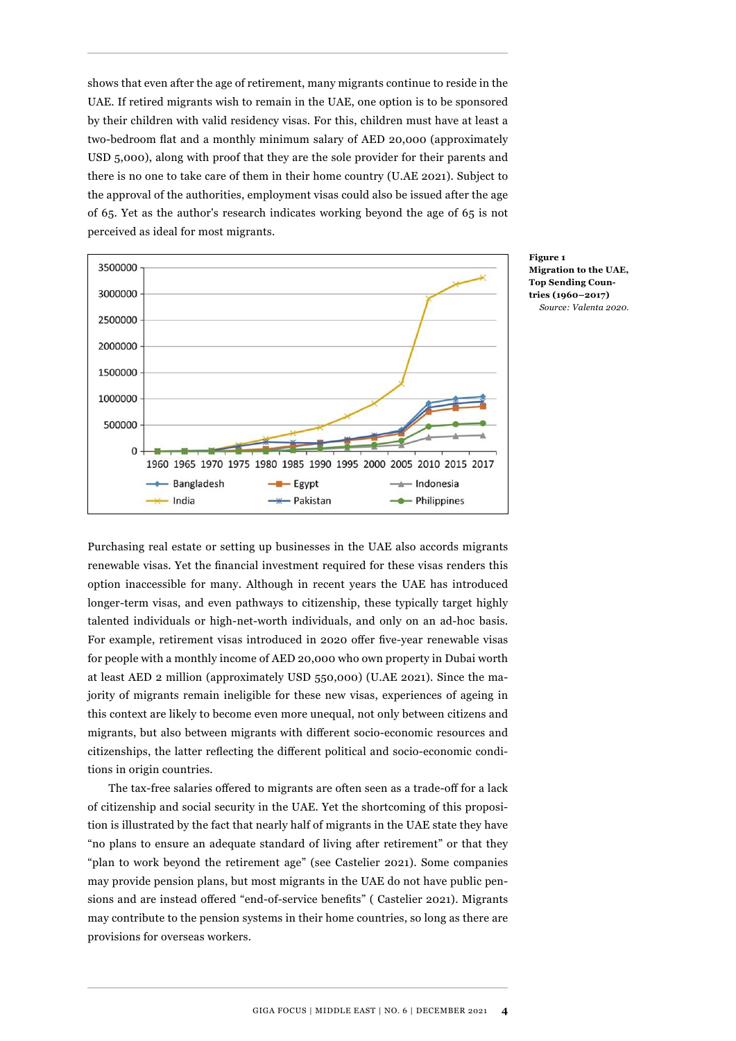shows that even after the age of retirement, many migrants continue to reside in the UAE. If retired migrants wish to remain in the UAE, one option is to be sponsored by their children with valid residency visas. For this, children must have at least a two-bedroom flat and a monthly minimum salary of AED 20,000 (approximately USD 5,000), along with proof that they are the sole provider for their parents and there is no one to take care of them in their home country (U.AE 2021). Subject to the approval of the authorities, employment visas could also be issued after the age of 65. Yet as the author's research indicates working beyond the age of 65 is not perceived as ideal for most migrants.

**Figure 1**
**Migration to the UAE, Top Sending Countries (1960–2017)**
*Source: Valenta 2020.*

Purchasing real estate or setting up businesses in the UAE also accords migrants renewable visas. Yet the financial investment required for these visas renders this option inaccessible for many. Although in recent years the UAE has introduced longer-term visas, and even pathways to citizenship, these typically target highly talented individuals or high-net-worth individuals, and only on an ad-hoc basis. For example, retirement visas introduced in 2020 offer five-year renewable visas for people with a monthly income of AED 20,000 who own property in Dubai worth at least AED 2 million (approximately USD 550,000) (U.AE 2021). Since the majority of migrants remain ineligible for these new visas, experiences of ageing in this context are likely to become even more unequal, not only between citizens and migrants, but also between migrants with different socio-economic resources and citizenships, the latter reflecting the different political and socio-economic conditions in origin countries.

The tax-free salaries offered to migrants are often seen as a trade-off for a lack of citizenship and social security in the UAE. Yet the shortcoming of this proposition is illustrated by the fact that nearly half of migrants in the UAE state they have "no plans to ensure an adequate standard of living after retirement" or that they "plan to work beyond the retirement age" (see Castelier 2021). Some companies may provide pension plans, but most migrants in the UAE do not have public pensions and are instead offered "end-of-service benefits" ( Castelier 2021). Migrants may contribute to the pension systems in their home countries, so long as there are provisions for overseas workers.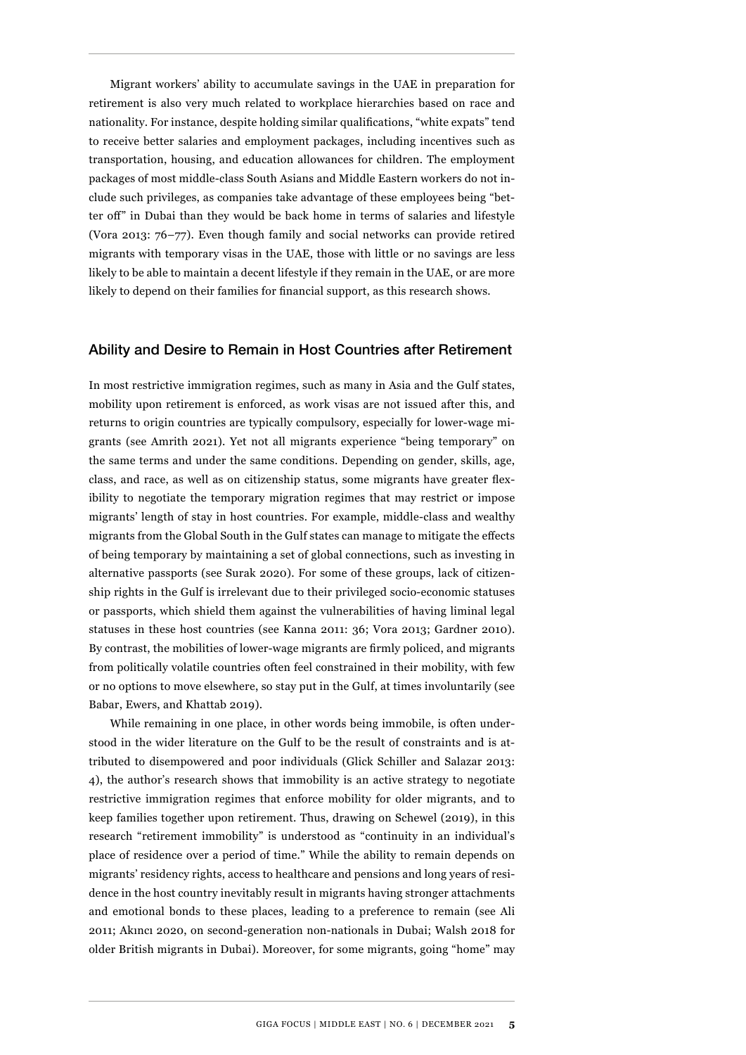Migrant workers' ability to accumulate savings in the UAE in preparation for retirement is also very much related to workplace hierarchies based on race and nationality. For instance, despite holding similar qualifications, "white expats" tend to receive better salaries and employment packages, including incentives such as transportation, housing, and education allowances for children. The employment packages of most middle-class South Asians and Middle Eastern workers do not include such privileges, as companies take advantage of these employees being "better off" in Dubai than they would be back home in terms of salaries and lifestyle (Vora 2013: 76–77). Even though family and social networks can provide retired migrants with temporary visas in the UAE, those with little or no savings are less likely to be able to maintain a decent lifestyle if they remain in the UAE, or are more likely to depend on their families for financial support, as this research shows.

## Ability and Desire to Remain in Host Countries after Retirement

In most restrictive immigration regimes, such as many in Asia and the Gulf states, mobility upon retirement is enforced, as work visas are not issued after this, and returns to origin countries are typically compulsory, especially for lower-wage migrants (see Amrith 2021). Yet not all migrants experience "being temporary" on the same terms and under the same conditions. Depending on gender, skills, age, class, and race, as well as on citizenship status, some migrants have greater flexibility to negotiate the temporary migration regimes that may restrict or impose migrants' length of stay in host countries. For example, middle-class and wealthy migrants from the Global South in the Gulf states can manage to mitigate the effects of being temporary by maintaining a set of global connections, such as investing in alternative passports (see Surak 2020). For some of these groups, lack of citizenship rights in the Gulf is irrelevant due to their privileged socio-economic statuses or passports, which shield them against the vulnerabilities of having liminal legal statuses in these host countries (see Kanna 2011: 36; Vora 2013; Gardner 2010). By contrast, the mobilities of lower-wage migrants are firmly policed, and migrants from politically volatile countries often feel constrained in their mobility, with few or no options to move elsewhere, so stay put in the Gulf, at times involuntarily (see Babar, Ewers, and Khattab 2019).

While remaining in one place, in other words being immobile, is often understood in the wider literature on the Gulf to be the result of constraints and is attributed to disempowered and poor individuals (Glick Schiller and Salazar 2013: 4), the author's research shows that immobility is an active strategy to negotiate restrictive immigration regimes that enforce mobility for older migrants, and to keep families together upon retirement. Thus, drawing on Schewel (2019), in this research "retirement immobility" is understood as "continuity in an individual's place of residence over a period of time." While the ability to remain depends on migrants' residency rights, access to healthcare and pensions and long years of residence in the host country inevitably result in migrants having stronger attachments and emotional bonds to these places, leading to a preference to remain (see Ali 2011; Akıncı 2020, on second-generation non-nationals in Dubai; Walsh 2018 for older British migrants in Dubai). Moreover, for some migrants, going "home" may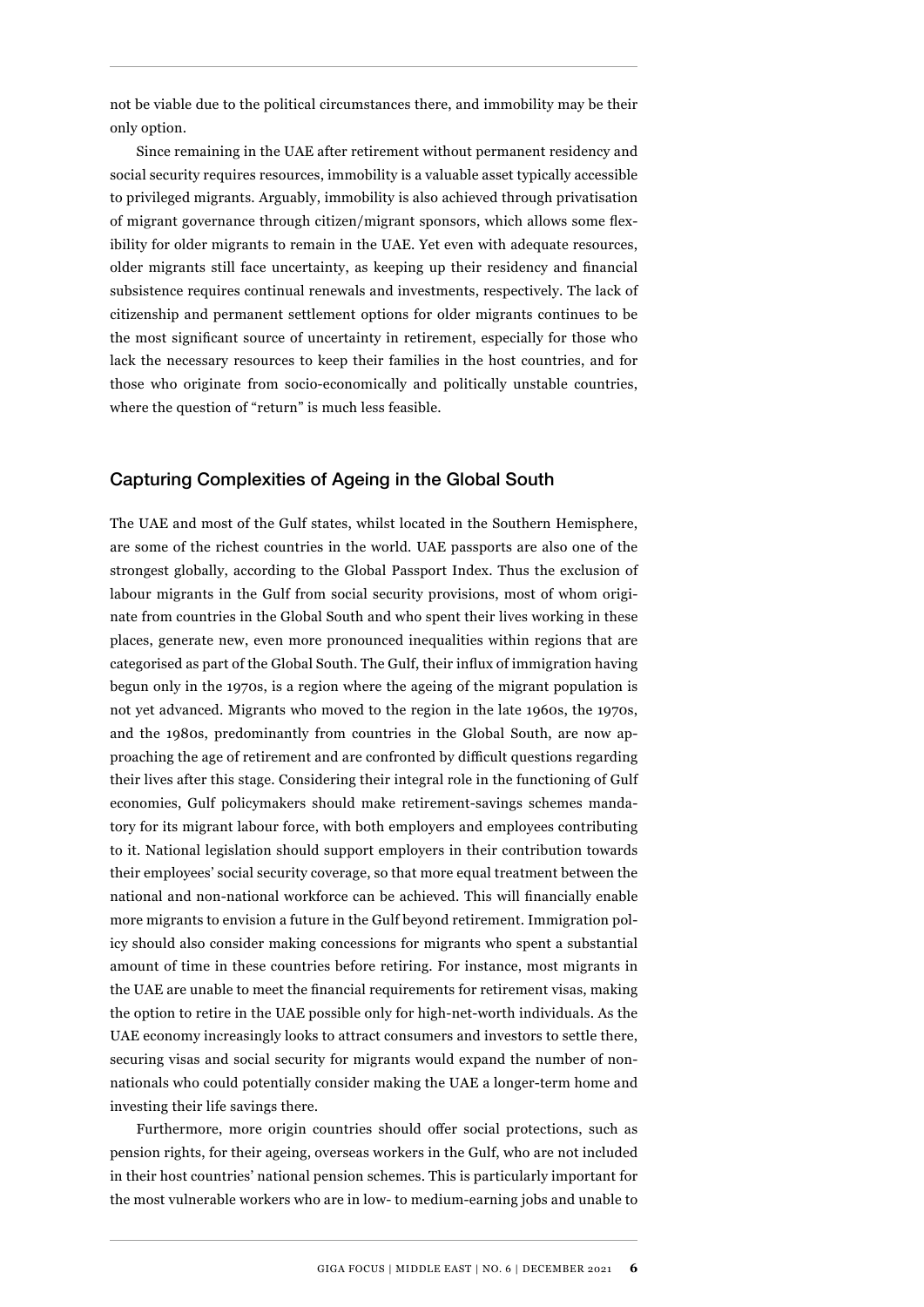not be viable due to the political circumstances there, and immobility may be their only option.

Since remaining in the UAE after retirement without permanent residency and social security requires resources, immobility is a valuable asset typically accessible to privileged migrants. Arguably, immobility is also achieved through privatisation of migrant governance through citizen/migrant sponsors, which allows some flexibility for older migrants to remain in the UAE. Yet even with adequate resources, older migrants still face uncertainty, as keeping up their residency and financial subsistence requires continual renewals and investments, respectively. The lack of citizenship and permanent settlement options for older migrants continues to be the most significant source of uncertainty in retirement, especially for those who lack the necessary resources to keep their families in the host countries, and for those who originate from socio-economically and politically unstable countries, where the question of "return" is much less feasible.

## Capturing Complexities of Ageing in the Global South

The UAE and most of the Gulf states, whilst located in the Southern Hemisphere, are some of the richest countries in the world. UAE passports are also one of the strongest globally, according to the Global Passport Index. Thus the exclusion of labour migrants in the Gulf from social security provisions, most of whom originate from countries in the Global South and who spent their lives working in these places, generate new, even more pronounced inequalities within regions that are categorised as part of the Global South. The Gulf, their influx of immigration having begun only in the 1970s, is a region where the ageing of the migrant population is not yet advanced. Migrants who moved to the region in the late 1960s, the 1970s, and the 1980s, predominantly from countries in the Global South, are now approaching the age of retirement and are confronted by difficult questions regarding their lives after this stage. Considering their integral role in the functioning of Gulf economies, Gulf policymakers should make retirement-savings schemes mandatory for its migrant labour force, with both employers and employees contributing to it. National legislation should support employers in their contribution towards their employees' social security coverage, so that more equal treatment between the national and non-national workforce can be achieved. This will financially enable more migrants to envision a future in the Gulf beyond retirement. Immigration policy should also consider making concessions for migrants who spent a substantial amount of time in these countries before retiring. For instance, most migrants in the UAE are unable to meet the financial requirements for retirement visas, making the option to retire in the UAE possible only for high-net-worth individuals. As the UAE economy increasingly looks to attract consumers and investors to settle there, securing visas and social security for migrants would expand the number of non-nationals who could potentially consider making the UAE a longer-term home and investing their life savings there.

Furthermore, more origin countries should offer social protections, such as pension rights, for their ageing, overseas workers in the Gulf, who are not included in their host countries' national pension schemes. This is particularly important for the most vulnerable workers who are in low- to medium-earning jobs and unable to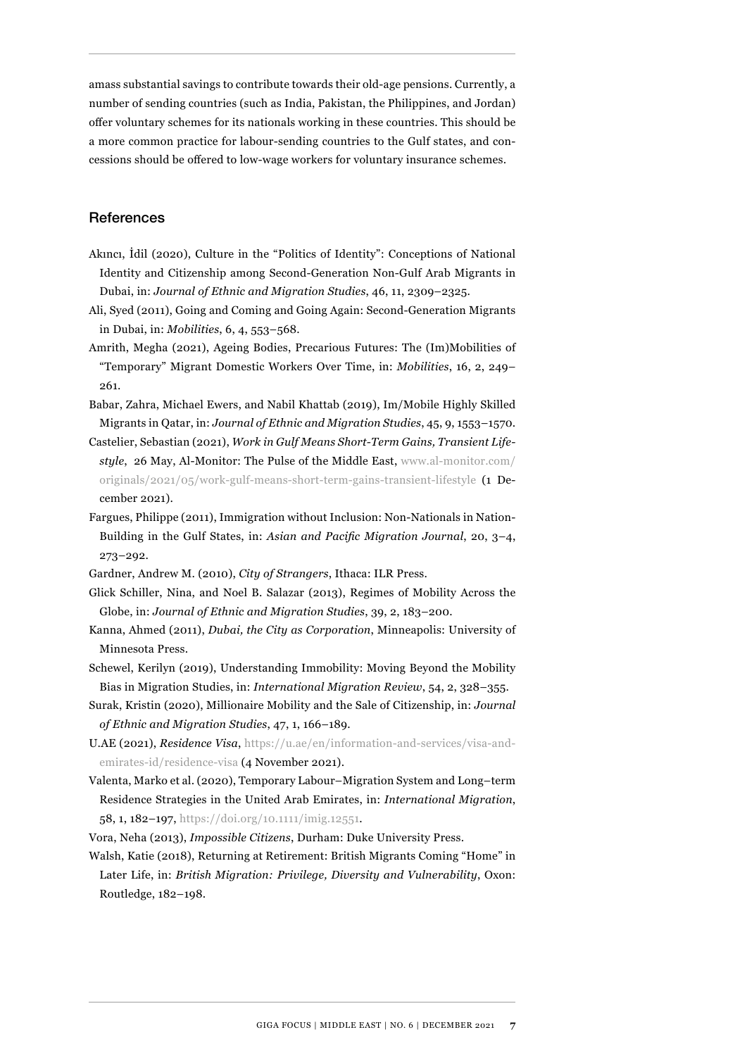amass substantial savings to contribute towards their old-age pensions. Currently, a number of sending countries (such as India, Pakistan, the Philippines, and Jordan) offer voluntary schemes for its nationals working in these countries. This should be a more common practice for labour-sending countries to the Gulf states, and concessions should be offered to low-wage workers for voluntary insurance schemes.

## References

Akıncı, İdil (2020), Culture in the "Politics of Identity": Conceptions of National Identity and Citizenship among Second-Generation Non-Gulf Arab Migrants in Dubai, in: *Journal of Ethnic and Migration Studies*, 46, 11, 2309–2325.

Ali, Syed (2011), Going and Coming and Going Again: Second-Generation Migrants in Dubai, in: *Mobilities*, 6, 4, 553–568.

Amrith, Megha (2021), Ageing Bodies, Precarious Futures: The (Im)Mobilities of "Temporary" Migrant Domestic Workers Over Time, in: *Mobilities*, 16, 2, 249–261.

Babar, Zahra, Michael Ewers, and Nabil Khattab (2019), Im/Mobile Highly Skilled Migrants in Qatar, in: *Journal of Ethnic and Migration Studies*, 45, 9, 1553–1570.

Castelier, Sebastian (2021), *Work in Gulf Means Short-Term Gains, Transient Lifestyle*, 26 May, Al-Monitor: The Pulse of the Middle East, www.al-monitor.com/originals/2021/05/work-gulf-means-short-term-gains-transient-lifestyle (1 December 2021).

Fargues, Philippe (2011), Immigration without Inclusion: Non-Nationals in Nation-Building in the Gulf States, in: *Asian and Pacific Migration Journal*, 20, 3–4, 273–292.

Gardner, Andrew M. (2010), *City of Strangers*, Ithaca: ILR Press.

Glick Schiller, Nina, and Noel B. Salazar (2013), Regimes of Mobility Across the Globe, in: *Journal of Ethnic and Migration Studies*, 39, 2, 183–200.

Kanna, Ahmed (2011), *Dubai, the City as Corporation*, Minneapolis: University of Minnesota Press.

Schewel, Kerilyn (2019), Understanding Immobility: Moving Beyond the Mobility Bias in Migration Studies, in: *International Migration Review*, 54, 2, 328–355.

Surak, Kristin (2020), Millionaire Mobility and the Sale of Citizenship, in: *Journal of Ethnic and Migration Studies*, 47, 1, 166–189.

U.AE (2021), *Residence Visa*, https://u.ae/en/information-and-services/visa-and-emirates-id/residence-visa (4 November 2021).

Valenta, Marko et al. (2020), Temporary Labour–Migration System and Long–term Residence Strategies in the United Arab Emirates, in: *International Migration*, 58, 1, 182–197, https://doi.org/10.1111/imig.12551.

Vora, Neha (2013), *Impossible Citizens*, Durham: Duke University Press.

Walsh, Katie (2018), Returning at Retirement: British Migrants Coming "Home" in Later Life, in: *British Migration: Privilege, Diversity and Vulnerability*, Oxon: Routledge, 182–198.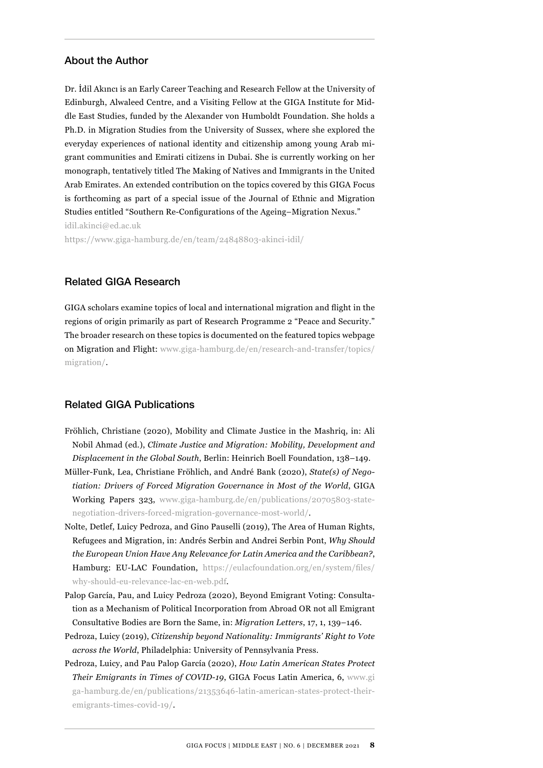## About the Author

Dr. İdil Akıncı is an Early Career Teaching and Research Fellow at the University of Edinburgh, Alwaleed Centre, and a Visiting Fellow at the GIGA Institute for Middle East Studies, funded by the Alexander von Humboldt Foundation. She holds a Ph.D. in Migration Studies from the University of Sussex, where she explored the everyday experiences of national identity and citizenship among young Arab migrant communities and Emirati citizens in Dubai. She is currently working on her monograph, tentatively titled The Making of Natives and Immigrants in the United Arab Emirates. An extended contribution on the topics covered by this GIGA Focus is forthcoming as part of a special issue of the Journal of Ethnic and Migration Studies entitled "Southern Re-Configurations of the Ageing–Migration Nexus."

idil.akinci@ed.ac.uk

https://www.giga-hamburg.de/en/team/24848803-akinci-idil/

## Related GIGA Research

GIGA scholars examine topics of local and international migration and flight in the regions of origin primarily as part of Research Programme 2 "Peace and Security." The broader research on these topics is documented on the featured topics webpage on Migration and Flight: www.giga-hamburg.de/en/research-and-transfer/topics/migration/.

## Related GIGA Publications

Fröhlich, Christiane (2020), Mobility and Climate Justice in the Mashriq, in: Ali Nobil Ahmad (ed.), *Climate Justice and Migration: Mobility, Development and Displacement in the Global South*, Berlin: Heinrich Boell Foundation, 138–149.

Müller-Funk, Lea, Christiane Fröhlich, and André Bank (2020), *State(s) of Negotiation: Drivers of Forced Migration Governance in Most of the World*, GIGA Working Papers 323, www.giga-hamburg.de/en/publications/20705803-state-negotiation-drivers-forced-migration-governance-most-world/.

Nolte, Detlef, Luicy Pedroza, and Gino Pauselli (2019), The Area of Human Rights, Refugees and Migration, in: Andrés Serbin and Andrei Serbin Pont, *Why Should the European Union Have Any Relevance for Latin America and the Caribbean?*, Hamburg: EU-LAC Foundation, https://eulacfoundation.org/en/system/files/why-should-eu-relevance-lac-en-web.pdf.

Palop García, Pau, and Luicy Pedroza (2020), Beyond Emigrant Voting: Consultation as a Mechanism of Political Incorporation from Abroad OR not all Emigrant Consultative Bodies are Born the Same, in: *Migration Letters*, 17, 1, 139–146.

Pedroza, Luicy (2019), *Citizenship beyond Nationality: Immigrants' Right to Vote across the World*, Philadelphia: University of Pennsylvania Press.

Pedroza, Luicy, and Pau Palop García (2020), *How Latin American States Protect Their Emigrants in Times of COVID-19*, GIGA Focus Latin America, 6, www.giga-hamburg.de/en/publications/21353646-latin-american-states-protect-their-emigrants-times-covid-19/.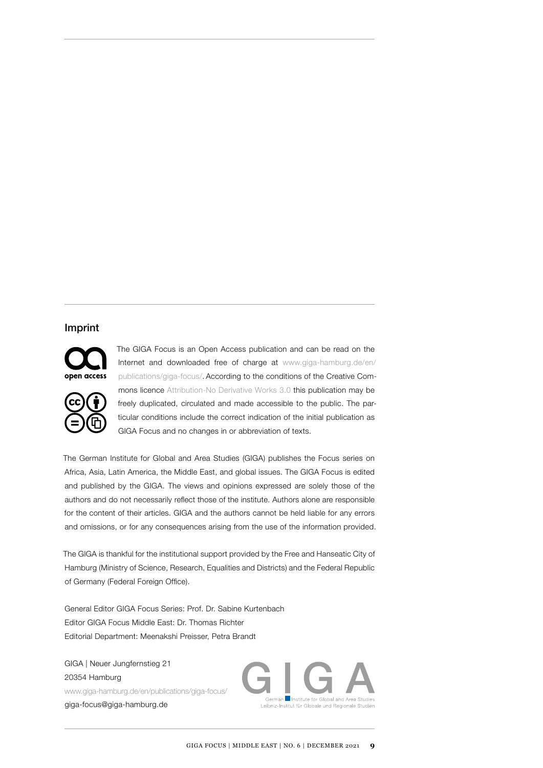## Imprint

The GIGA Focus is an Open Access publication and can be read on the Internet and downloaded free of charge at www.giga-hamburg.de/en/publications/giga-focus/. According to the conditions of the Creative Commons licence Attribution-No Derivative Works 3.0 this publication may be freely duplicated, circulated and made accessible to the public. The particular conditions include the correct indication of the initial publication as GIGA Focus and no changes in or abbreviation of texts.

The German Institute for Global and Area Studies (GIGA) publishes the Focus series on Africa, Asia, Latin America, the Middle East, and global issues. The GIGA Focus is edited and published by the GIGA. The views and opinions expressed are solely those of the authors and do not necessarily reflect those of the institute. Authors alone are responsible for the content of their articles. GIGA and the authors cannot be held liable for any errors and omissions, or for any consequences arising from the use of the information provided.

The GIGA is thankful for the institutional support provided by the Free and Hanseatic City of Hamburg (Ministry of Science, Research, Equalities and Districts) and the Federal Republic of Germany (Federal Foreign Office).

General Editor GIGA Focus Series: Prof. Dr. Sabine Kurtenbach
Editor GIGA Focus Middle East: Dr. Thomas Richter
Editorial Department: Meenakshi Preisser, Petra Brandt

GIGA | Neuer Jungfernstieg 21
20354 Hamburg
www.giga-hamburg.de/en/publications/giga-focus/
giga-focus@giga-hamburg.de

GIGA
German Institute for Global and Area Studies
Leibniz-Institut für Globale und Regionale Studien